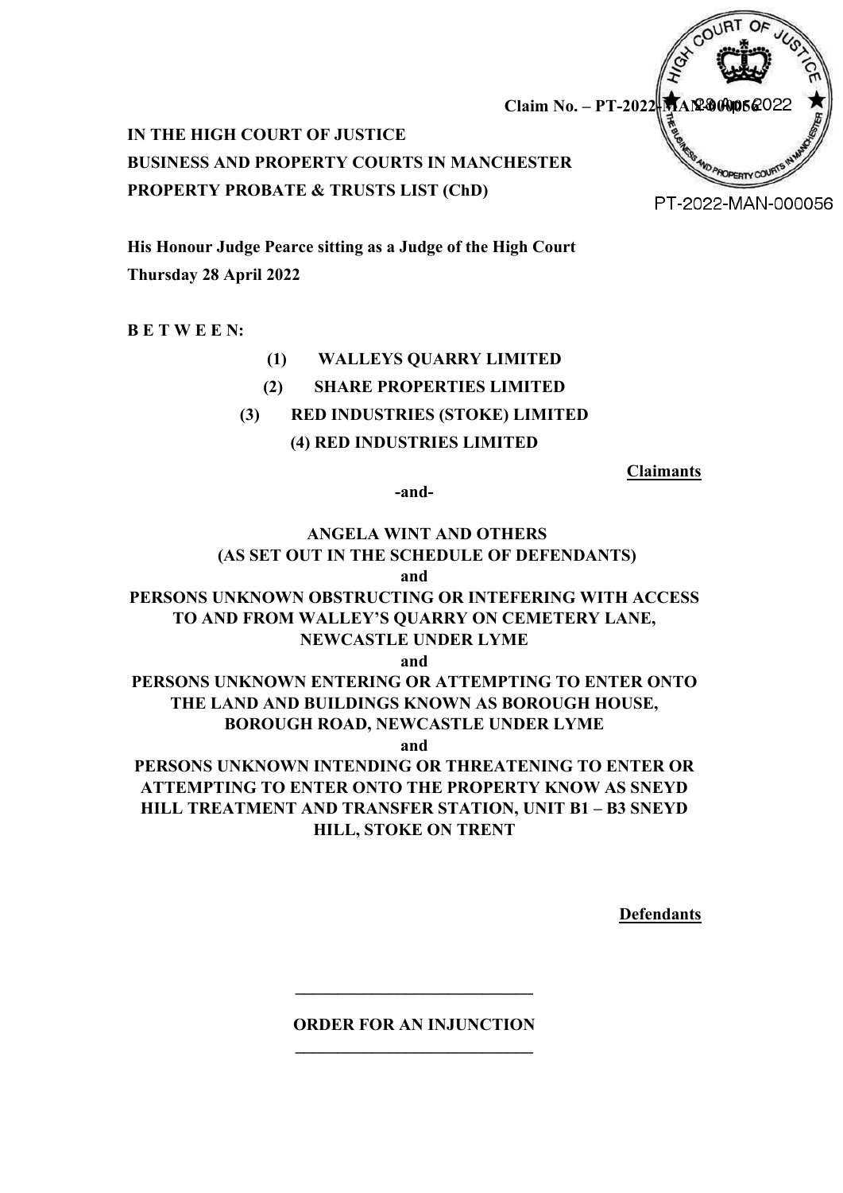Claim No. – PT-2022-MAN-000056

PT-2022-MAN-000056

**IN THE HIGH COURT OF JUSTICE**
**BUSINESS AND PROPERTY COURTS IN MANCHESTER**
**PROPERTY PROBATE & TRUSTS LIST (ChD)**

**His Honour Judge Pearce sitting as a Judge of the High Court**
**Thursday 28 April 2022**

**B E T W E E N:**

**(1) WALLEYS QUARRY LIMITED**
**(2) SHARE PROPERTIES LIMITED**
**(3) RED INDUSTRIES (STOKE) LIMITED**
**(4) RED INDUSTRIES LIMITED**

**Claimants**

**-and-**

**ANGELA WINT AND OTHERS**
**(AS SET OUT IN THE SCHEDULE OF DEFENDANTS)**
**and**
**PERSONS UNKNOWN OBSTRUCTING OR INTEFERING WITH ACCESS TO AND FROM WALLEY'S QUARRY ON CEMETERY LANE, NEWCASTLE UNDER LYME**
**and**
**PERSONS UNKNOWN ENTERING OR ATTEMPTING TO ENTER ONTO THE LAND AND BUILDINGS KNOWN AS BOROUGH HOUSE, BOROUGH ROAD, NEWCASTLE UNDER LYME**
**and**
**PERSONS UNKNOWN INTENDING OR THREATENING TO ENTER OR ATTEMPTING TO ENTER ONTO THE PROPERTY KNOW AS SNEYD HILL TREATMENT AND TRANSFER STATION, UNIT B1 – B3 SNEYD HILL, STOKE ON TRENT**

**Defendants**

---

**ORDER FOR AN INJUNCTION**

---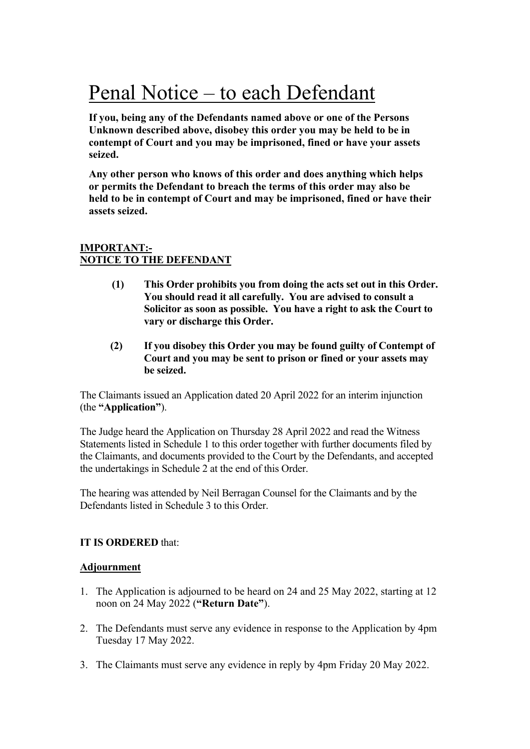# Penal Notice – to each Defendant

**If you, being any of the Defendants named above or one of the Persons Unknown described above, disobey this order you may be held to be in contempt of Court and you may be imprisoned, fined or have your assets seized.**

**Any other person who knows of this order and does anything which helps or permits the Defendant to breach the terms of this order may also be held to be in contempt of Court and may be imprisoned, fined or have their assets seized.**

**IMPORTANT:-**
**NOTICE TO THE DEFENDANT**

**(1) This Order prohibits you from doing the acts set out in this Order. You should read it all carefully. You are advised to consult a Solicitor as soon as possible. You have a right to ask the Court to vary or discharge this Order.**

**(2) If you disobey this Order you may be found guilty of Contempt of Court and you may be sent to prison or fined or your assets may be seized.**

The Claimants issued an Application dated 20 April 2022 for an interim injunction (the **"Application"**).

The Judge heard the Application on Thursday 28 April 2022 and read the Witness Statements listed in Schedule 1 to this order together with further documents filed by the Claimants, and documents provided to the Court by the Defendants, and accepted the undertakings in Schedule 2 at the end of this Order.

The hearing was attended by Neil Berragan Counsel for the Claimants and by the Defendants listed in Schedule 3 to this Order.

**IT IS ORDERED** that:

**Adjournment**

1. The Application is adjourned to be heard on 24 and 25 May 2022, starting at 12 noon on 24 May 2022 (**"Return Date"**).
2. The Defendants must serve any evidence in response to the Application by 4pm Tuesday 17 May 2022.
3. The Claimants must serve any evidence in reply by 4pm Friday 20 May 2022.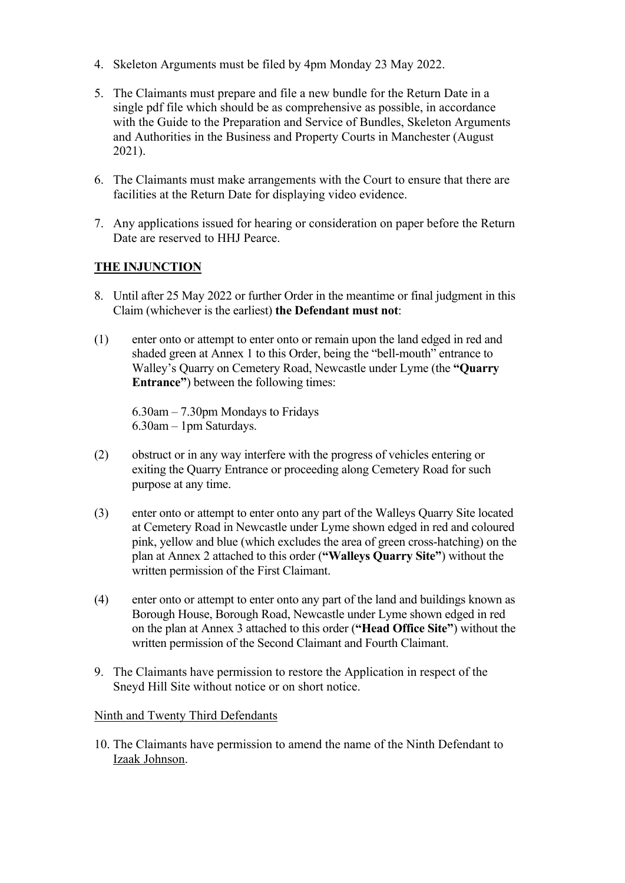4. Skeleton Arguments must be filed by 4pm Monday 23 May 2022.

5. The Claimants must prepare and file a new bundle for the Return Date in a single pdf file which should be as comprehensive as possible, in accordance with the Guide to the Preparation and Service of Bundles, Skeleton Arguments and Authorities in the Business and Property Courts in Manchester (August 2021).

6. The Claimants must make arrangements with the Court to ensure that there are facilities at the Return Date for displaying video evidence.

7. Any applications issued for hearing or consideration on paper before the Return Date are reserved to HHJ Pearce.

**THE INJUNCTION**

8. Until after 25 May 2022 or further Order in the meantime or final judgment in this Claim (whichever is the earliest) **the Defendant must not**:

(1) enter onto or attempt to enter onto or remain upon the land edged in red and shaded green at Annex 1 to this Order, being the "bell-mouth" entrance to Walley's Quarry on Cemetery Road, Newcastle under Lyme (the **"Quarry Entrance"**) between the following times:

    6.30am – 7.30pm Mondays to Fridays
    6.30am – 1pm Saturdays.

(2) obstruct or in any way interfere with the progress of vehicles entering or exiting the Quarry Entrance or proceeding along Cemetery Road for such purpose at any time.

(3) enter onto or attempt to enter onto any part of the Walleys Quarry Site located at Cemetery Road in Newcastle under Lyme shown edged in red and coloured pink, yellow and blue (which excludes the area of green cross-hatching) on the plan at Annex 2 attached to this order (**"Walleys Quarry Site"**) without the written permission of the First Claimant.

(4) enter onto or attempt to enter onto any part of the land and buildings known as Borough House, Borough Road, Newcastle under Lyme shown edged in red on the plan at Annex 3 attached to this order (**"Head Office Site"**) without the written permission of the Second Claimant and Fourth Claimant.

9. The Claimants have permission to restore the Application in respect of the Sneyd Hill Site without notice or on short notice.

<u>Ninth and Twenty Third Defendants</u>

10. The Claimants have permission to amend the name of the Ninth Defendant to <u>Izaak Johnson</u>.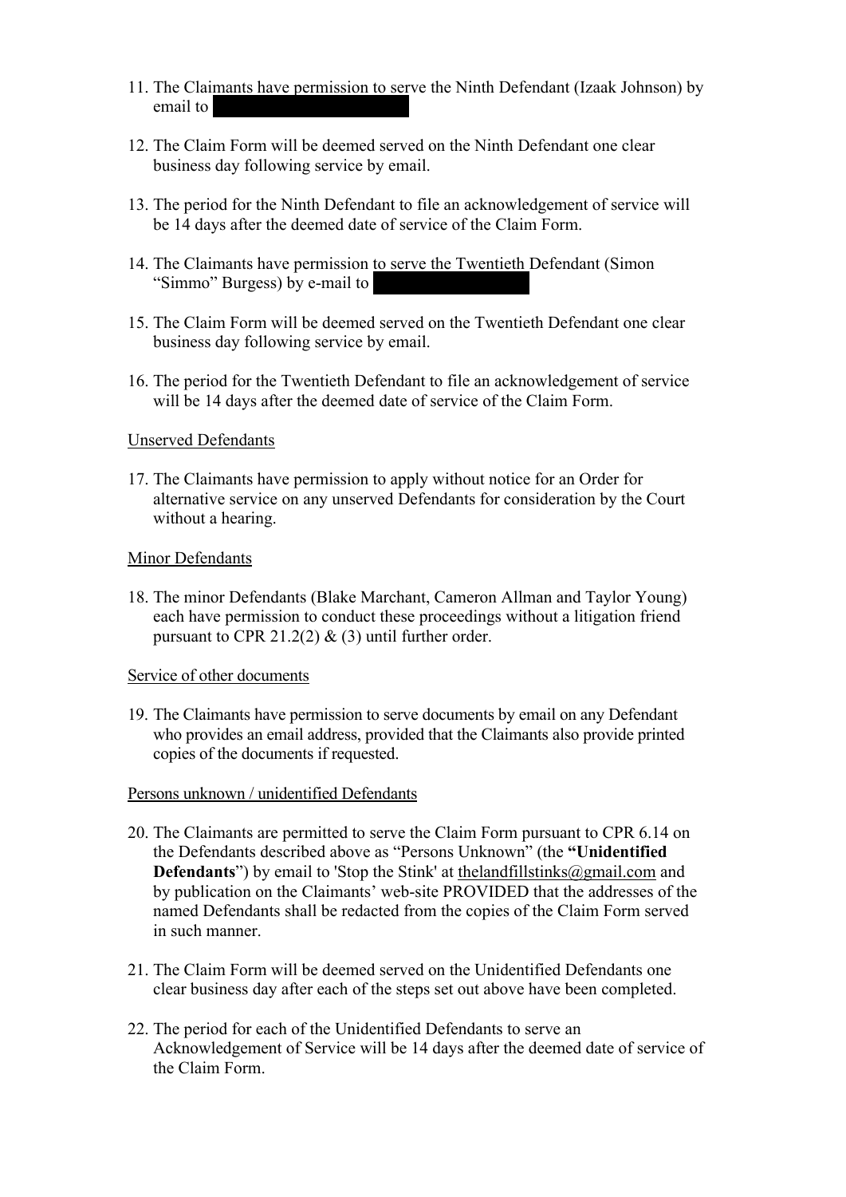11. The Claimants have permission to serve the Ninth Defendant (Izaak Johnson) by email to 

12. The Claim Form will be deemed served on the Ninth Defendant one clear business day following service by email.

13. The period for the Ninth Defendant to file an acknowledgement of service will be 14 days after the deemed date of service of the Claim Form.

14. The Claimants have permission to serve the Twentieth Defendant (Simon "Simmo" Burgess) by e-mail to 

15. The Claim Form will be deemed served on the Twentieth Defendant one clear business day following service by email.

16. The period for the Twentieth Defendant to file an acknowledgement of service will be 14 days after the deemed date of service of the Claim Form.

<u>Unserved Defendants</u>

17. The Claimants have permission to apply without notice for an Order for alternative service on any unserved Defendants for consideration by the Court without a hearing.

<u>Minor Defendants</u>

18. The minor Defendants (Blake Marchant, Cameron Allman and Taylor Young) each have permission to conduct these proceedings without a litigation friend pursuant to CPR 21.2(2) & (3) until further order.

<u>Service of other documents</u>

19. The Claimants have permission to serve documents by email on any Defendant who provides an email address, provided that the Claimants also provide printed copies of the documents if requested.

<u>Persons unknown / unidentified Defendants</u>

20. The Claimants are permitted to serve the Claim Form pursuant to CPR 6.14 on the Defendants described above as "Persons Unknown" (the **"Unidentified Defendants"**) by email to 'Stop the Stink' at thelandfillstinks@gmail.com and by publication on the Claimants' web-site PROVIDED that the addresses of the named Defendants shall be redacted from the copies of the Claim Form served in such manner.

21. The Claim Form will be deemed served on the Unidentified Defendants one clear business day after each of the steps set out above have been completed.

22. The period for each of the Unidentified Defendants to serve an Acknowledgement of Service will be 14 days after the deemed date of service of the Claim Form.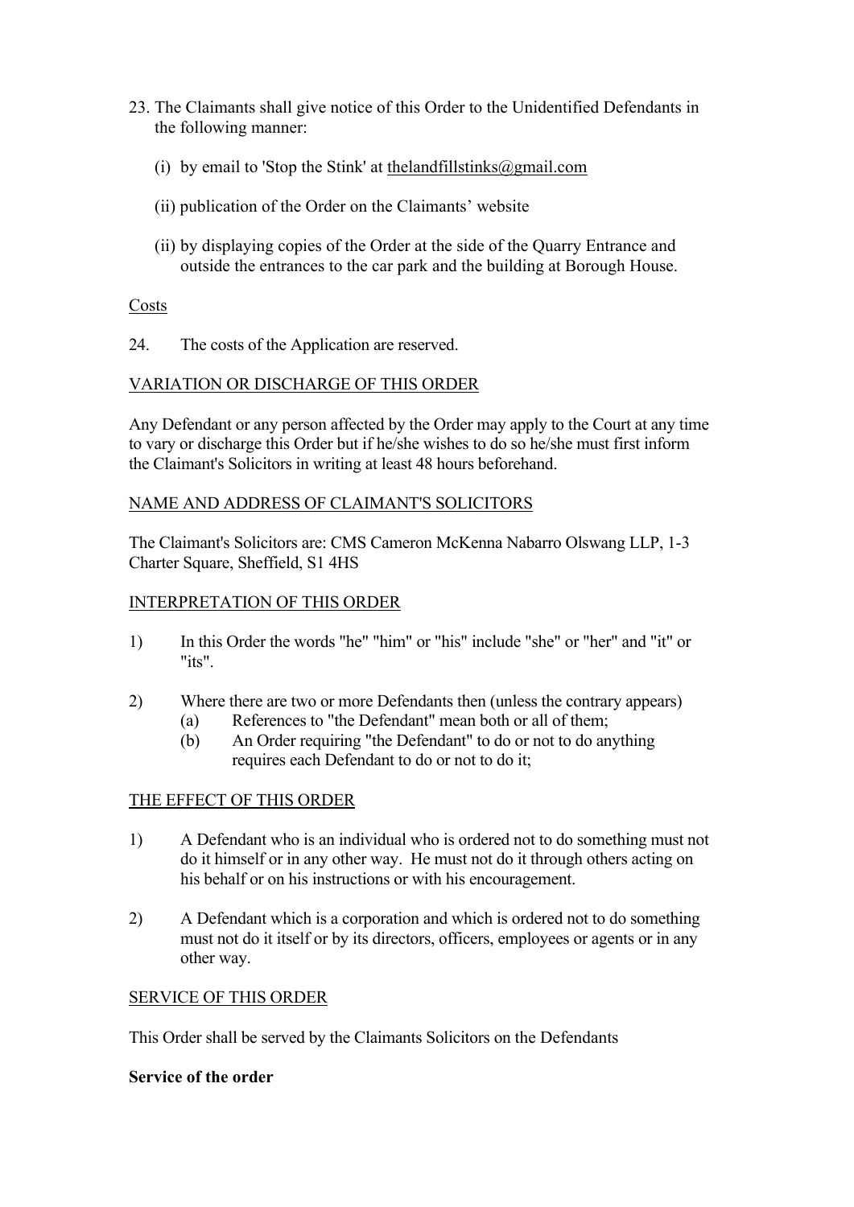23. The Claimants shall give notice of this Order to the Unidentified Defendants in the following manner:

    (i) by email to 'Stop the Stink' at thelandfillstinks@gmail.com

    (ii) publication of the Order on the Claimants' website

    (ii) by displaying copies of the Order at the side of the Quarry Entrance and outside the entrances to the car park and the building at Borough House.

Costs

24. The costs of the Application are reserved.

VARIATION OR DISCHARGE OF THIS ORDER

Any Defendant or any person affected by the Order may apply to the Court at any time to vary or discharge this Order but if he/she wishes to do so he/she must first inform the Claimant's Solicitors in writing at least 48 hours beforehand.

NAME AND ADDRESS OF CLAIMANT'S SOLICITORS

The Claimant's Solicitors are: CMS Cameron McKenna Nabarro Olswang LLP, 1-3 Charter Square, Sheffield, S1 4HS

INTERPRETATION OF THIS ORDER

1) In this Order the words "he" "him" or "his" include "she" or "her" and "it" or "its".

2) Where there are two or more Defendants then (unless the contrary appears)
   (a) References to "the Defendant" mean both or all of them;
   (b) An Order requiring "the Defendant" to do or not to do anything requires each Defendant to do or not to do it;

THE EFFECT OF THIS ORDER

1) A Defendant who is an individual who is ordered not to do something must not do it himself or in any other way. He must not do it through others acting on his behalf or on his instructions or with his encouragement.

2) A Defendant which is a corporation and which is ordered not to do something must not do it itself or by its directors, officers, employees or agents or in any other way.

SERVICE OF THIS ORDER

This Order shall be served by the Claimants Solicitors on the Defendants

**Service of the order**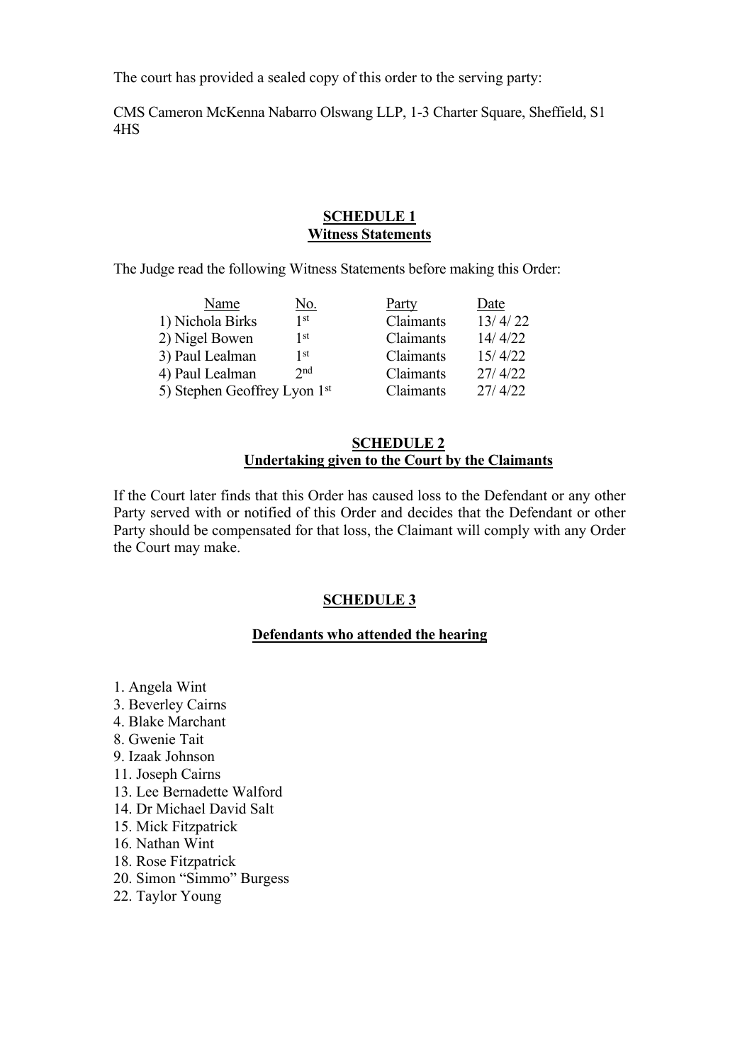The court has provided a sealed copy of this order to the serving party:

CMS Cameron McKenna Nabarro Olswang LLP, 1-3 Charter Square, Sheffield, S1 4HS

## SCHEDULE 1
## Witness Statements

The Judge read the following Witness Statements before making this Order:

| Name | No. | Party | Date |
|---|---|---|---|
| 1) Nichola Birks | 1st | Claimants | 13/ 4/ 22 |
| 2) Nigel Bowen | 1st | Claimants | 14/ 4/22 |
| 3) Paul Lealman | 1st | Claimants | 15/ 4/22 |
| 4) Paul Lealman | 2nd | Claimants | 27/ 4/22 |
| 5) Stephen Geoffrey Lyon | 1st | Claimants | 27/ 4/22 |

## SCHEDULE 2
## Undertaking given to the Court by the Claimants

If the Court later finds that this Order has caused loss to the Defendant or any other Party served with or notified of this Order and decides that the Defendant or other Party should be compensated for that loss, the Claimant will comply with any Order the Court may make.

## SCHEDULE 3

## Defendants who attended the hearing

1. Angela Wint
3. Beverley Cairns
4. Blake Marchant
8. Gwenie Tait
9. Izaak Johnson
11. Joseph Cairns
13. Lee Bernadette Walford
14. Dr Michael David Salt
15. Mick Fitzpatrick
16. Nathan Wint
18. Rose Fitzpatrick
20. Simon "Simmo" Burgess
22. Taylor Young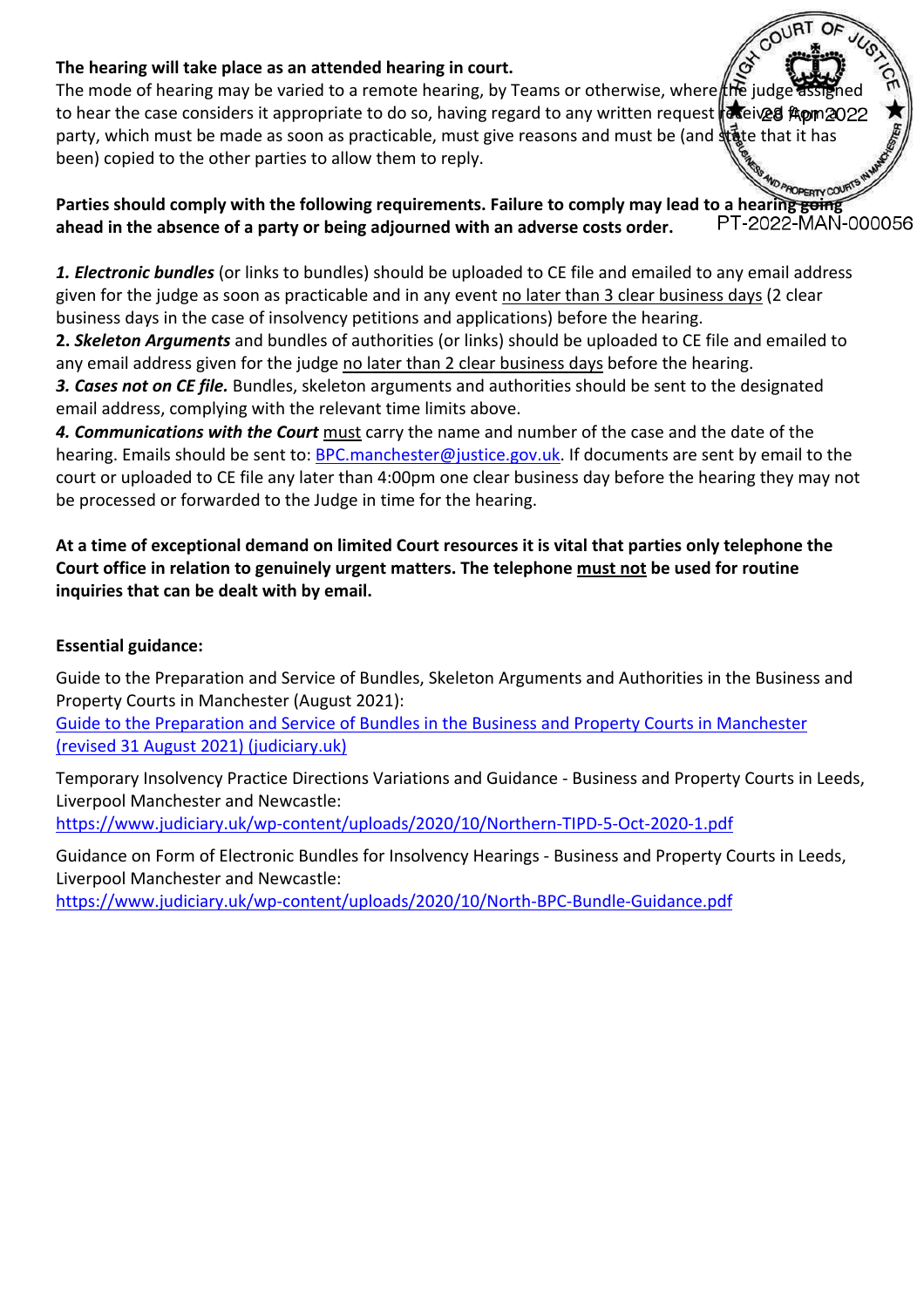**The hearing will take place as an attended hearing in court.**

The mode of hearing may be varied to a remote hearing, by Teams or otherwise, where the judge assigned to hear the case considers it appropriate to do so, having regard to any written request received from a party, which must be made as soon as practicable, must give reasons and must be (and state that it has been) copied to the other parties to allow them to reply.

**Parties should comply with the following requirements. Failure to comply may lead to a hearing going ahead in the absence of a party or being adjourned with an adverse costs order.**

***1. Electronic bundles*** (or links to bundles) should be uploaded to CE file and emailed to any email address given for the judge as soon as practicable and in any event no later than 3 clear business days (2 clear business days in the case of insolvency petitions and applications) before the hearing.

**2.** ***Skeleton Arguments*** and bundles of authorities (or links) should be uploaded to CE file and emailed to any email address given for the judge no later than 2 clear business days before the hearing.

***3. Cases not on CE file.*** Bundles, skeleton arguments and authorities should be sent to the designated email address, complying with the relevant time limits above.

***4. Communications with the Court*** must carry the name and number of the case and the date of the hearing. Emails should be sent to: BPC.manchester@justice.gov.uk. If documents are sent by email to the court or uploaded to CE file any later than 4:00pm one clear business day before the hearing they may not be processed or forwarded to the Judge in time for the hearing.

**At a time of exceptional demand on limited Court resources it is vital that parties only telephone the Court office in relation to genuinely urgent matters. The telephone must not be used for routine inquiries that can be dealt with by email.**

**Essential guidance:**

Guide to the Preparation and Service of Bundles, Skeleton Arguments and Authorities in the Business and Property Courts in Manchester (August 2021):
Guide to the Preparation and Service of Bundles in the Business and Property Courts in Manchester (revised 31 August 2021) (judiciary.uk)

Temporary Insolvency Practice Directions Variations and Guidance - Business and Property Courts in Leeds, Liverpool Manchester and Newcastle:
https://www.judiciary.uk/wp-content/uploads/2020/10/Northern-TIPD-5-Oct-2020-1.pdf

Guidance on Form of Electronic Bundles for Insolvency Hearings - Business and Property Courts in Leeds, Liverpool Manchester and Newcastle:
https://www.judiciary.uk/wp-content/uploads/2020/10/North-BPC-Bundle-Guidance.pdf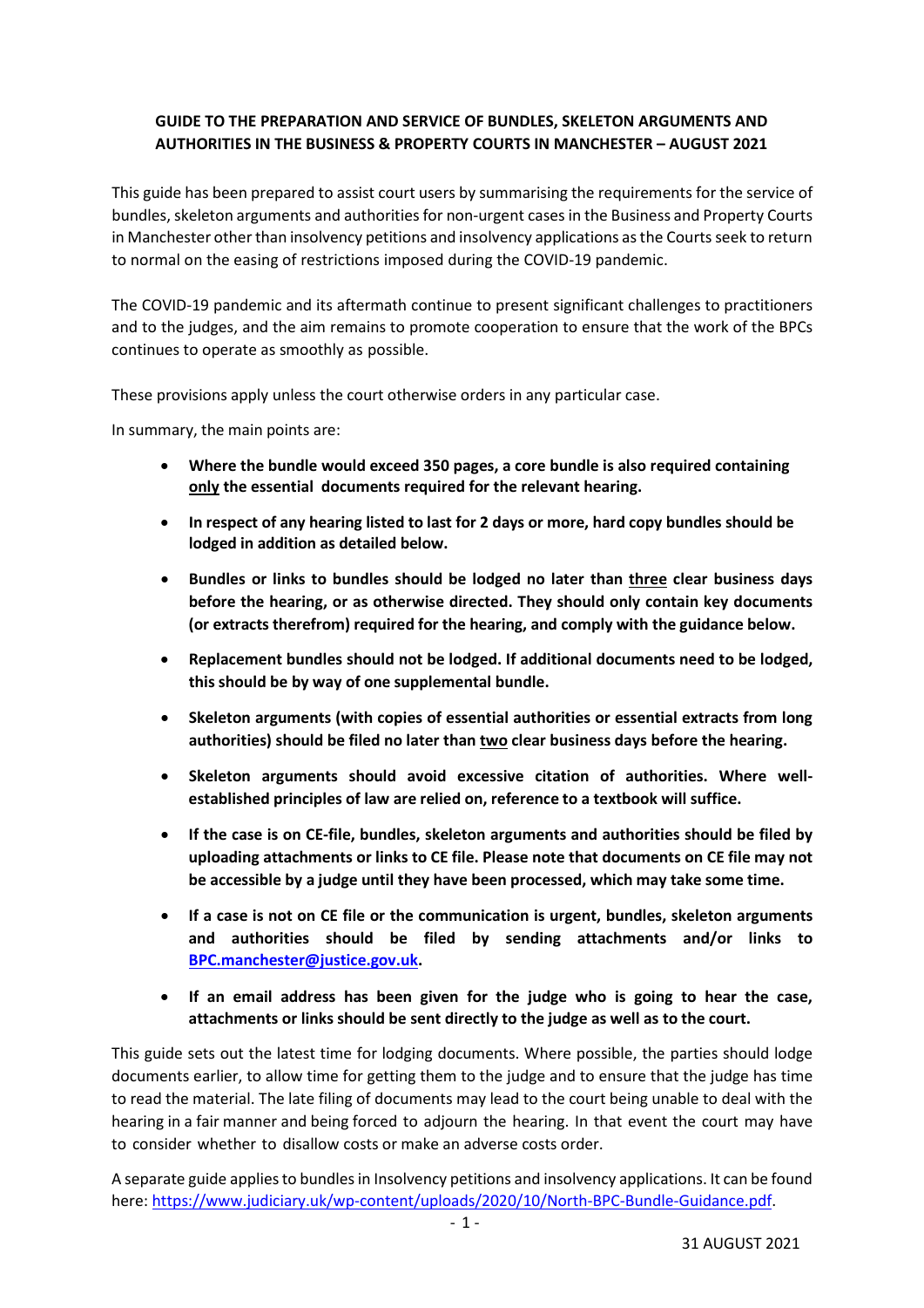**GUIDE TO THE PREPARATION AND SERVICE OF BUNDLES, SKELETON ARGUMENTS AND AUTHORITIES IN THE BUSINESS & PROPERTY COURTS IN MANCHESTER – AUGUST 2021**

This guide has been prepared to assist court users by summarising the requirements for the service of bundles, skeleton arguments and authorities for non-urgent cases in the Business and Property Courts in Manchester other than insolvency petitions and insolvency applications as the Courts seek to return to normal on the easing of restrictions imposed during the COVID-19 pandemic.

The COVID-19 pandemic and its aftermath continue to present significant challenges to practitioners and to the judges, and the aim remains to promote cooperation to ensure that the work of the BPCs continues to operate as smoothly as possible.

These provisions apply unless the court otherwise orders in any particular case.

In summary, the main points are:

- **Where the bundle would exceed 350 pages, a core bundle is also required containing only the essential documents required for the relevant hearing.**
- **In respect of any hearing listed to last for 2 days or more, hard copy bundles should be lodged in addition as detailed below.**
- **Bundles or links to bundles should be lodged no later than three clear business days before the hearing, or as otherwise directed. They should only contain key documents (or extracts therefrom) required for the hearing, and comply with the guidance below.**
- **Replacement bundles should not be lodged. If additional documents need to be lodged, this should be by way of one supplemental bundle.**
- **Skeleton arguments (with copies of essential authorities or essential extracts from long authorities) should be filed no later than two clear business days before the hearing.**
- **Skeleton arguments should avoid excessive citation of authorities. Where well-established principles of law are relied on, reference to a textbook will suffice.**
- **If the case is on CE-file, bundles, skeleton arguments and authorities should be filed by uploading attachments or links to CE file. Please note that documents on CE file may not be accessible by a judge until they have been processed, which may take some time.**
- **If a case is not on CE file or the communication is urgent, bundles, skeleton arguments and authorities should be filed by sending attachments and/or links to BPC.manchester@justice.gov.uk.**
- **If an email address has been given for the judge who is going to hear the case, attachments or links should be sent directly to the judge as well as to the court.**

This guide sets out the latest time for lodging documents. Where possible, the parties should lodge documents earlier, to allow time for getting them to the judge and to ensure that the judge has time to read the material. The late filing of documents may lead to the court being unable to deal with the hearing in a fair manner and being forced to adjourn the hearing. In that event the court may have to consider whether to disallow costs or make an adverse costs order.

A separate guide applies to bundles in Insolvency petitions and insolvency applications. It can be found here: https://www.judiciary.uk/wp-content/uploads/2020/10/North-BPC-Bundle-Guidance.pdf.

31 AUGUST 2021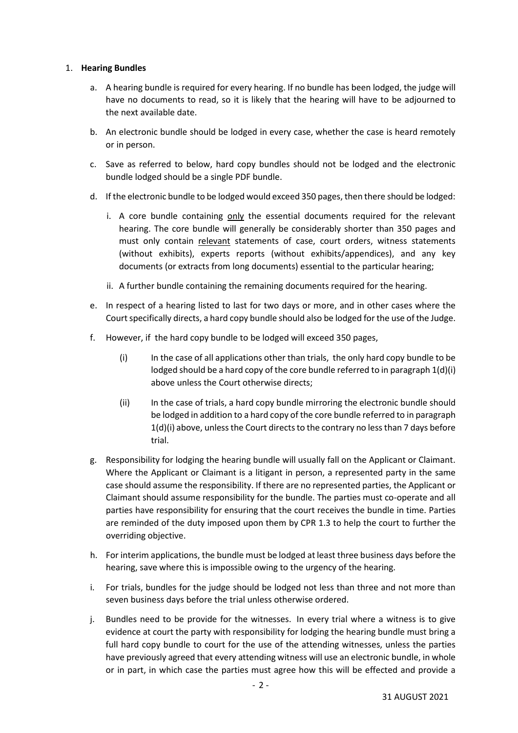1. **Hearing Bundles**

   a. A hearing bundle is required for every hearing. If no bundle has been lodged, the judge will have no documents to read, so it is likely that the hearing will have to be adjourned to the next available date.

   b. An electronic bundle should be lodged in every case, whether the case is heard remotely or in person.

   c. Save as referred to below, hard copy bundles should not be lodged and the electronic bundle lodged should be a single PDF bundle.

   d. If the electronic bundle to be lodged would exceed 350 pages, then there should be lodged:

      i. A core bundle containing <u>only</u> the essential documents required for the relevant hearing. The core bundle will generally be considerably shorter than 350 pages and must only contain <u>relevant</u> statements of case, court orders, witness statements (without exhibits), experts reports (without exhibits/appendices), and any key documents (or extracts from long documents) essential to the particular hearing;

      ii. A further bundle containing the remaining documents required for the hearing.

   e. In respect of a hearing listed to last for two days or more, and in other cases where the Court specifically directs, a hard copy bundle should also be lodged for the use of the Judge.

   f. However, if the hard copy bundle to be lodged will exceed 350 pages,

      (i) In the case of all applications other than trials, the only hard copy bundle to be lodged should be a hard copy of the core bundle referred to in paragraph 1(d)(i) above unless the Court otherwise directs;

      (ii) In the case of trials, a hard copy bundle mirroring the electronic bundle should be lodged in addition to a hard copy of the core bundle referred to in paragraph 1(d)(i) above, unless the Court directs to the contrary no less than 7 days before trial.

   g. Responsibility for lodging the hearing bundle will usually fall on the Applicant or Claimant. Where the Applicant or Claimant is a litigant in person, a represented party in the same case should assume the responsibility. If there are no represented parties, the Applicant or Claimant should assume responsibility for the bundle. The parties must co-operate and all parties have responsibility for ensuring that the court receives the bundle in time. Parties are reminded of the duty imposed upon them by CPR 1.3 to help the court to further the overriding objective.

   h. For interim applications, the bundle must be lodged at least three business days before the hearing, save where this is impossible owing to the urgency of the hearing.

   i. For trials, bundles for the judge should be lodged not less than three and not more than seven business days before the trial unless otherwise ordered.

   j. Bundles need to be provide for the witnesses. In every trial where a witness is to give evidence at court the party with responsibility for lodging the hearing bundle must bring a full hard copy bundle to court for the use of the attending witnesses, unless the parties have previously agreed that every attending witness will use an electronic bundle, in whole or in part, in which case the parties must agree how this will be effected and provide a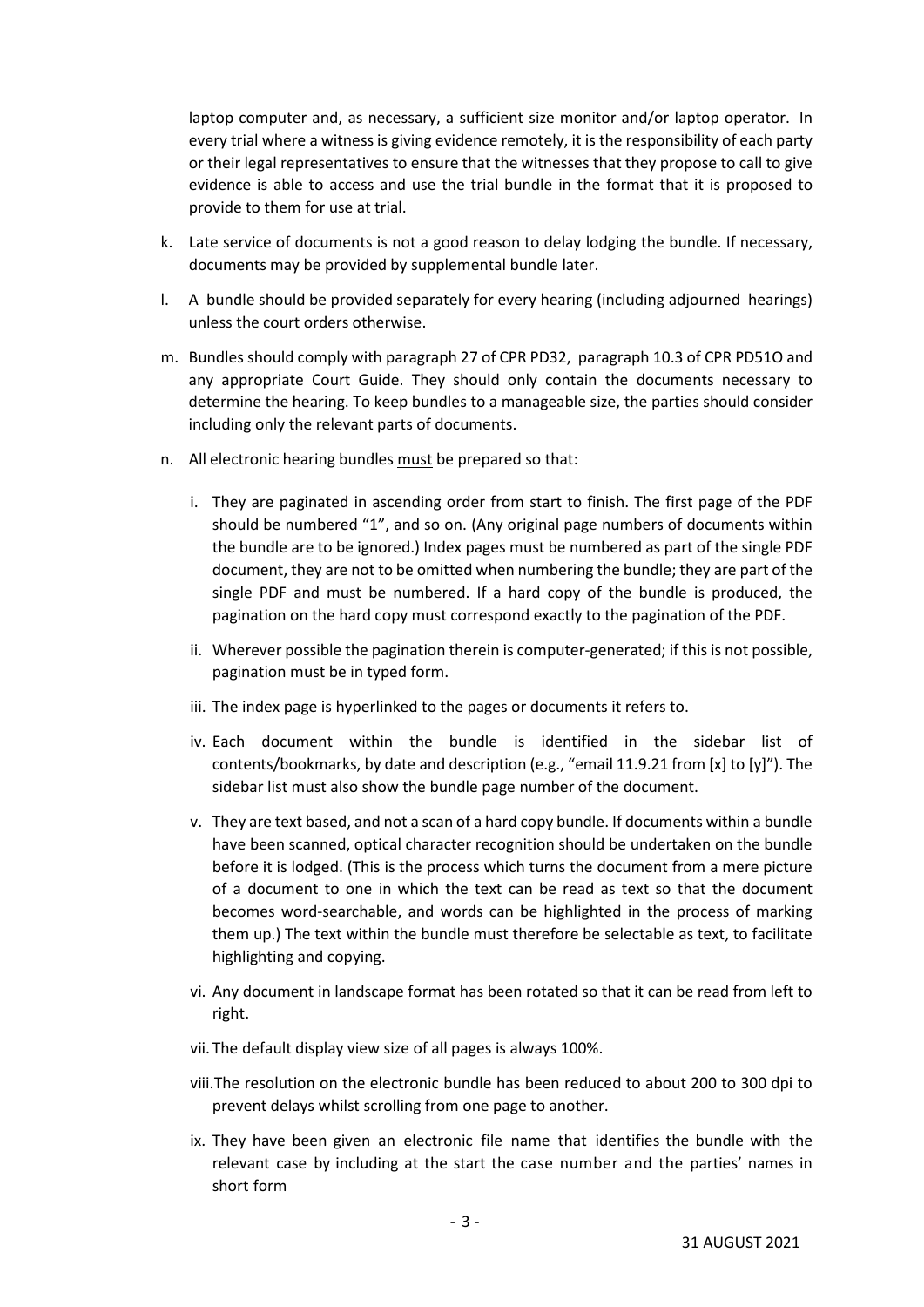laptop computer and, as necessary, a sufficient size monitor and/or laptop operator. In every trial where a witness is giving evidence remotely, it is the responsibility of each party or their legal representatives to ensure that the witnesses that they propose to call to give evidence is able to access and use the trial bundle in the format that it is proposed to provide to them for use at trial.

k. Late service of documents is not a good reason to delay lodging the bundle. If necessary, documents may be provided by supplemental bundle later.

l. A bundle should be provided separately for every hearing (including adjourned hearings) unless the court orders otherwise.

m. Bundles should comply with paragraph 27 of CPR PD32, paragraph 10.3 of CPR PD51O and any appropriate Court Guide. They should only contain the documents necessary to determine the hearing. To keep bundles to a manageable size, the parties should consider including only the relevant parts of documents.

n. All electronic hearing bundles <u>must</u> be prepared so that:

   i. They are paginated in ascending order from start to finish. The first page of the PDF should be numbered "1", and so on. (Any original page numbers of documents within the bundle are to be ignored.) Index pages must be numbered as part of the single PDF document, they are not to be omitted when numbering the bundle; they are part of the single PDF and must be numbered. If a hard copy of the bundle is produced, the pagination on the hard copy must correspond exactly to the pagination of the PDF.

   ii. Wherever possible the pagination therein is computer-generated; if this is not possible, pagination must be in typed form.

   iii. The index page is hyperlinked to the pages or documents it refers to.

   iv. Each document within the bundle is identified in the sidebar list of contents/bookmarks, by date and description (e.g., "email 11.9.21 from [x] to [y]"). The sidebar list must also show the bundle page number of the document.

   v. They are text based, and not a scan of a hard copy bundle. If documents within a bundle have been scanned, optical character recognition should be undertaken on the bundle before it is lodged. (This is the process which turns the document from a mere picture of a document to one in which the text can be read as text so that the document becomes word-searchable, and words can be highlighted in the process of marking them up.) The text within the bundle must therefore be selectable as text, to facilitate highlighting and copying.

   vi. Any document in landscape format has been rotated so that it can be read from left to right.

   vii. The default display view size of all pages is always 100%.

   viii. The resolution on the electronic bundle has been reduced to about 200 to 300 dpi to prevent delays whilst scrolling from one page to another.

   ix. They have been given an electronic file name that identifies the bundle with the relevant case by including at the start the case number and the parties' names in short form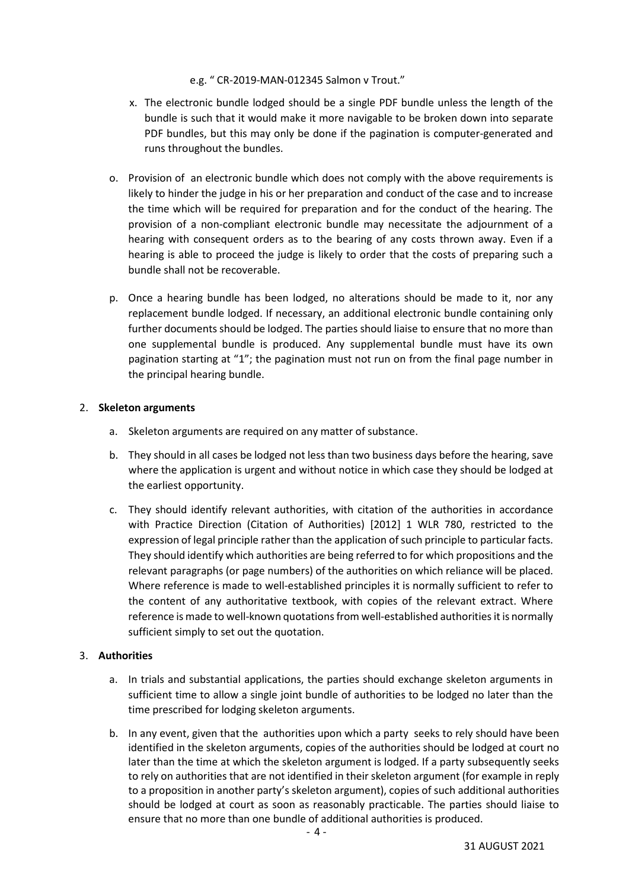e.g. " CR-2019-MAN-012345 Salmon v Trout."

x. The electronic bundle lodged should be a single PDF bundle unless the length of the bundle is such that it would make it more navigable to be broken down into separate PDF bundles, but this may only be done if the pagination is computer-generated and runs throughout the bundles.

o. Provision of an electronic bundle which does not comply with the above requirements is likely to hinder the judge in his or her preparation and conduct of the case and to increase the time which will be required for preparation and for the conduct of the hearing. The provision of a non-compliant electronic bundle may necessitate the adjournment of a hearing with consequent orders as to the bearing of any costs thrown away. Even if a hearing is able to proceed the judge is likely to order that the costs of preparing such a bundle shall not be recoverable.

p. Once a hearing bundle has been lodged, no alterations should be made to it, nor any replacement bundle lodged. If necessary, an additional electronic bundle containing only further documents should be lodged. The parties should liaise to ensure that no more than one supplemental bundle is produced. Any supplemental bundle must have its own pagination starting at "1"; the pagination must not run on from the final page number in the principal hearing bundle.

2. **Skeleton arguments**

   a. Skeleton arguments are required on any matter of substance.

   b. They should in all cases be lodged not less than two business days before the hearing, save where the application is urgent and without notice in which case they should be lodged at the earliest opportunity.

   c. They should identify relevant authorities, with citation of the authorities in accordance with Practice Direction (Citation of Authorities) [2012] 1 WLR 780, restricted to the expression of legal principle rather than the application of such principle to particular facts. They should identify which authorities are being referred to for which propositions and the relevant paragraphs (or page numbers) of the authorities on which reliance will be placed. Where reference is made to well-established principles it is normally sufficient to refer to the content of any authoritative textbook, with copies of the relevant extract. Where reference is made to well-known quotations from well-established authorities it is normally sufficient simply to set out the quotation.

3. **Authorities**

   a. In trials and substantial applications, the parties should exchange skeleton arguments in sufficient time to allow a single joint bundle of authorities to be lodged no later than the time prescribed for lodging skeleton arguments.

   b. In any event, given that the authorities upon which a party seeks to rely should have been identified in the skeleton arguments, copies of the authorities should be lodged at court no later than the time at which the skeleton argument is lodged. If a party subsequently seeks to rely on authorities that are not identified in their skeleton argument (for example in reply to a proposition in another party's skeleton argument), copies of such additional authorities should be lodged at court as soon as reasonably practicable. The parties should liaise to ensure that no more than one bundle of additional authorities is produced.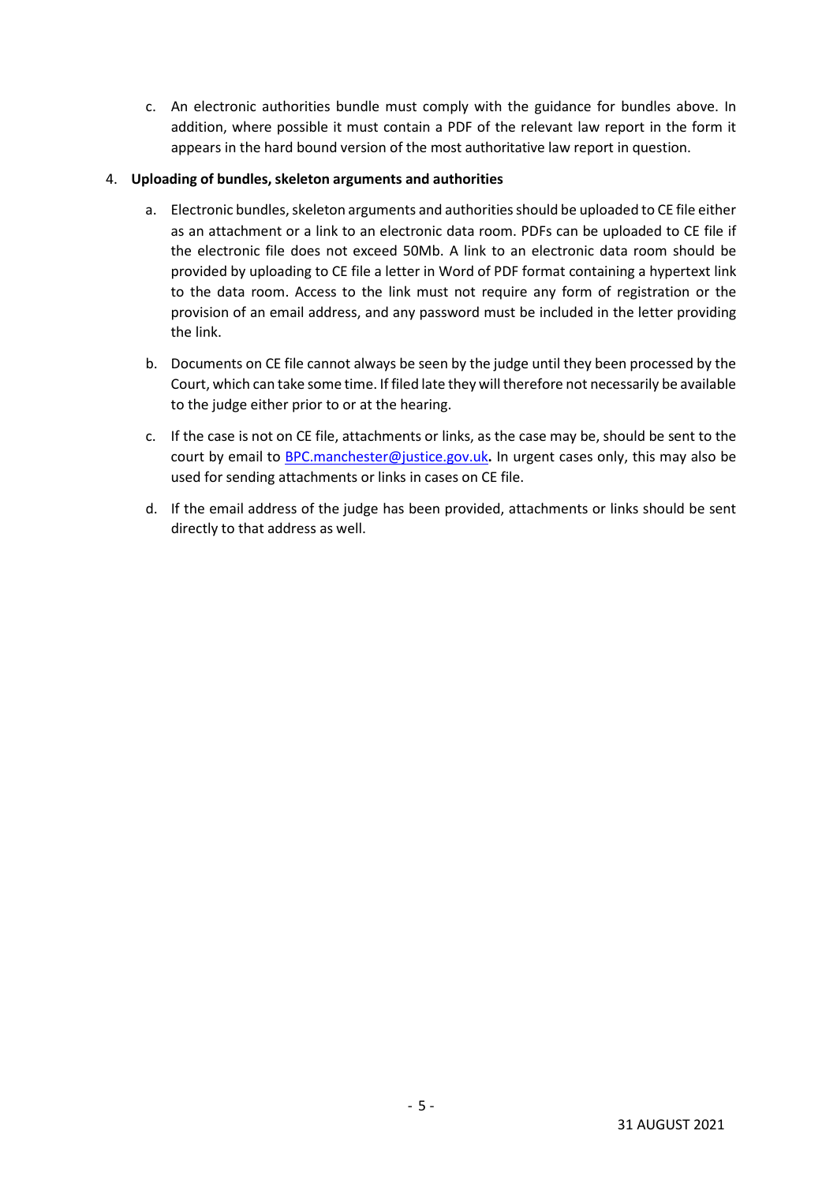c. An electronic authorities bundle must comply with the guidance for bundles above. In addition, where possible it must contain a PDF of the relevant law report in the form it appears in the hard bound version of the most authoritative law report in question.

4. **Uploading of bundles, skeleton arguments and authorities**

   a. Electronic bundles, skeleton arguments and authorities should be uploaded to CE file either as an attachment or a link to an electronic data room. PDFs can be uploaded to CE file if the electronic file does not exceed 50Mb. A link to an electronic data room should be provided by uploading to CE file a letter in Word of PDF format containing a hypertext link to the data room. Access to the link must not require any form of registration or the provision of an email address, and any password must be included in the letter providing the link.

   b. Documents on CE file cannot always be seen by the judge until they been processed by the Court, which can take some time. If filed late they will therefore not necessarily be available to the judge either prior to or at the hearing.

   c. If the case is not on CE file, attachments or links, as the case may be, should be sent to the court by email to BPC.manchester@justice.gov.uk**.** In urgent cases only, this may also be used for sending attachments or links in cases on CE file.

   d. If the email address of the judge has been provided, attachments or links should be sent directly to that address as well.

31 AUGUST 2021